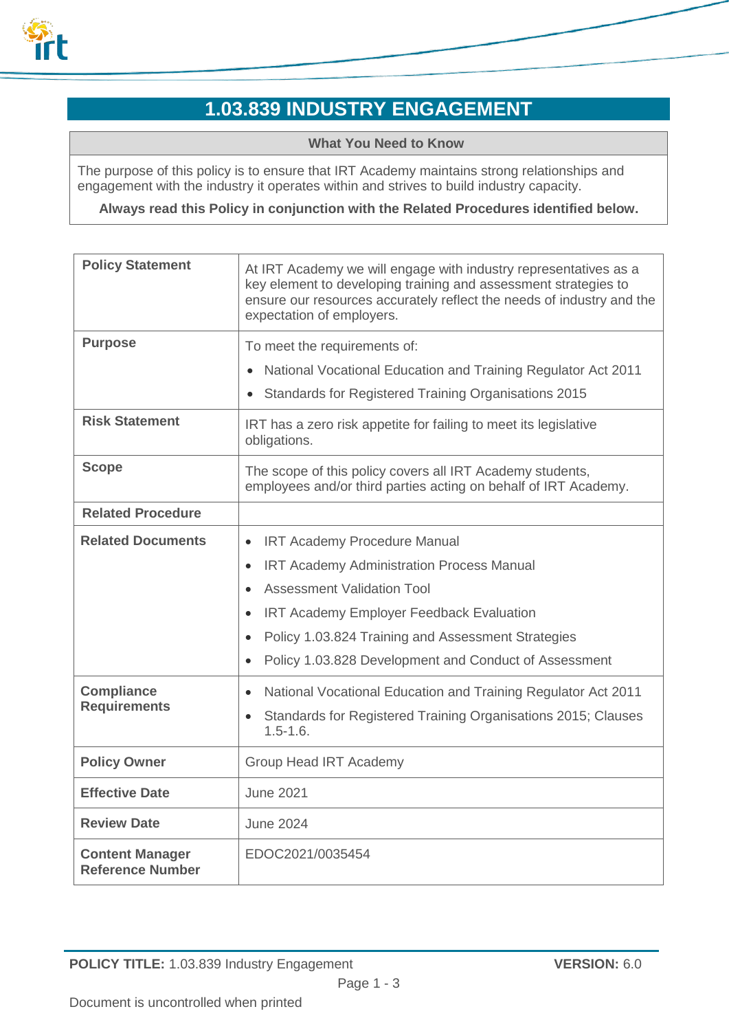# 1.03.839 INDUSTRY ENGAGEMENT

| What You Need to Know |
|---|
| The purpose of this policy is to ensure that IRT Academy maintains strong relationships and engagement with the industry it operates within and strives to build industry capacity.<br>**Always read this Policy in conjunction with the Related Procedures identified below.** |

| | |
|---|---|
| **Policy Statement** | At IRT Academy we will engage with industry representatives as a key element to developing training and assessment strategies to ensure our resources accurately reflect the needs of industry and the expectation of employers. |
| **Purpose** | To meet the requirements of:<br>• National Vocational Education and Training Regulator Act 2011<br>• Standards for Registered Training Organisations 2015 |
| **Risk Statement** | IRT has a zero risk appetite for failing to meet its legislative obligations. |
| **Scope** | The scope of this policy covers all IRT Academy students, employees and/or third parties acting on behalf of IRT Academy. |
| **Related Procedure** | |
| **Related Documents** | • IRT Academy Procedure Manual<br>• IRT Academy Administration Process Manual<br>• Assessment Validation Tool<br>• IRT Academy Employer Feedback Evaluation<br>• Policy 1.03.824 Training and Assessment Strategies<br>• Policy 1.03.828 Development and Conduct of Assessment |
| **Compliance Requirements** | • National Vocational Education and Training Regulator Act 2011<br>• Standards for Registered Training Organisations 2015; Clauses 1.5-1.6. |
| **Policy Owner** | Group Head IRT Academy |
| **Effective Date** | June 2021 |
| **Review Date** | June 2024 |
| **Content Manager Reference Number** | EDOC2021/0035454 |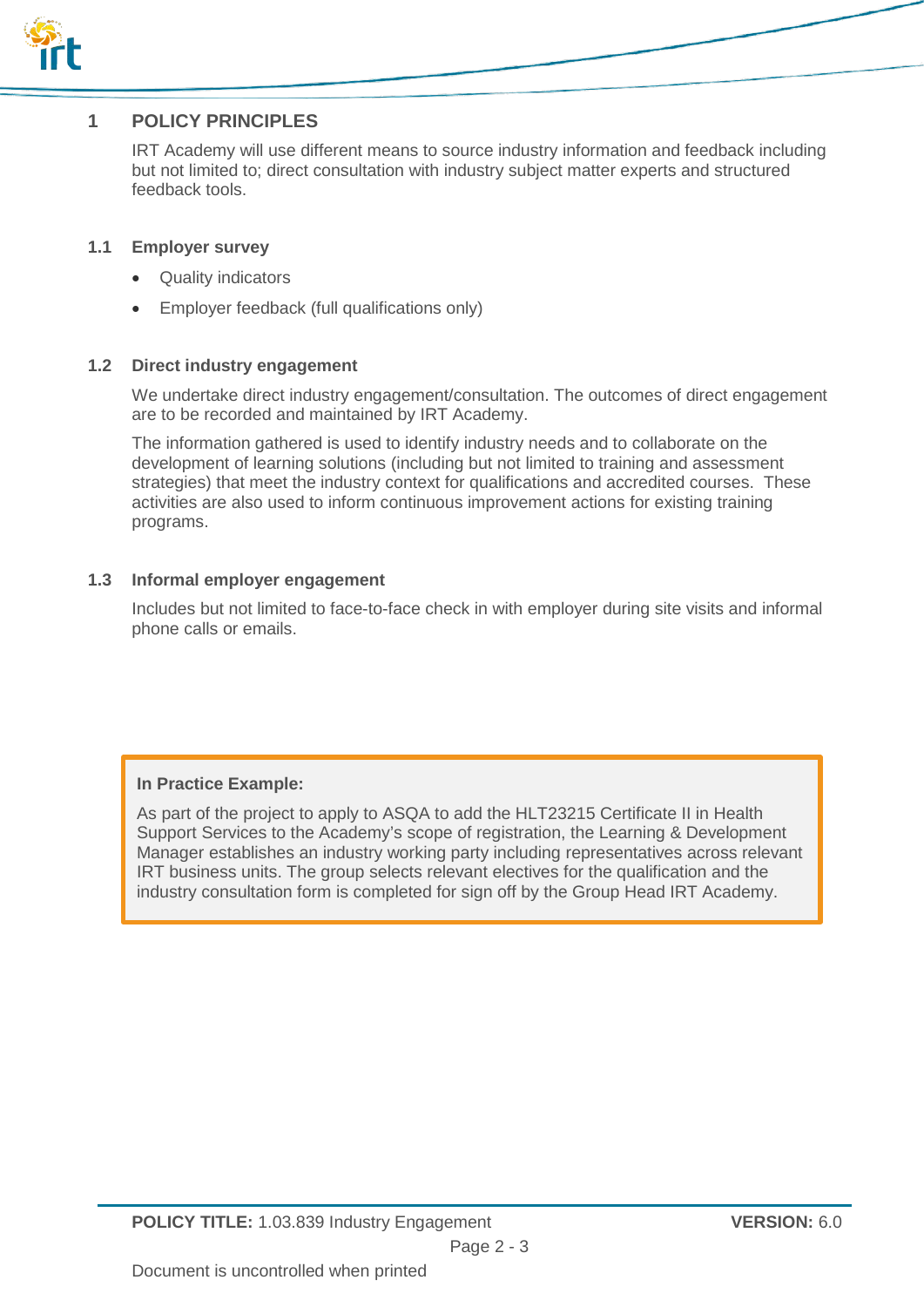# 1 POLICY PRINCIPLES

IRT Academy will use different means to source industry information and feedback including but not limited to; direct consultation with industry subject matter experts and structured feedback tools.

## 1.1 Employer survey

- Quality indicators
- Employer feedback (full qualifications only)

## 1.2 Direct industry engagement

We undertake direct industry engagement/consultation. The outcomes of direct engagement are to be recorded and maintained by IRT Academy.

The information gathered is used to identify industry needs and to collaborate on the development of learning solutions (including but not limited to training and assessment strategies) that meet the industry context for qualifications and accredited courses. These activities are also used to inform continuous improvement actions for existing training programs.

## 1.3 Informal employer engagement

Includes but not limited to face-to-face check in with employer during site visits and informal phone calls or emails.

> **In Practice Example:**
>
> As part of the project to apply to ASQA to add the HLT23215 Certificate II in Health Support Services to the Academy's scope of registration, the Learning & Development Manager establishes an industry working party including representatives across relevant IRT business units. The group selects relevant electives for the qualification and the industry consultation form is completed for sign off by the Group Head IRT Academy.

**POLICY TITLE:** 1.03.839 Industry Engagement **VERSION:** 6.0

Document is uncontrolled when printed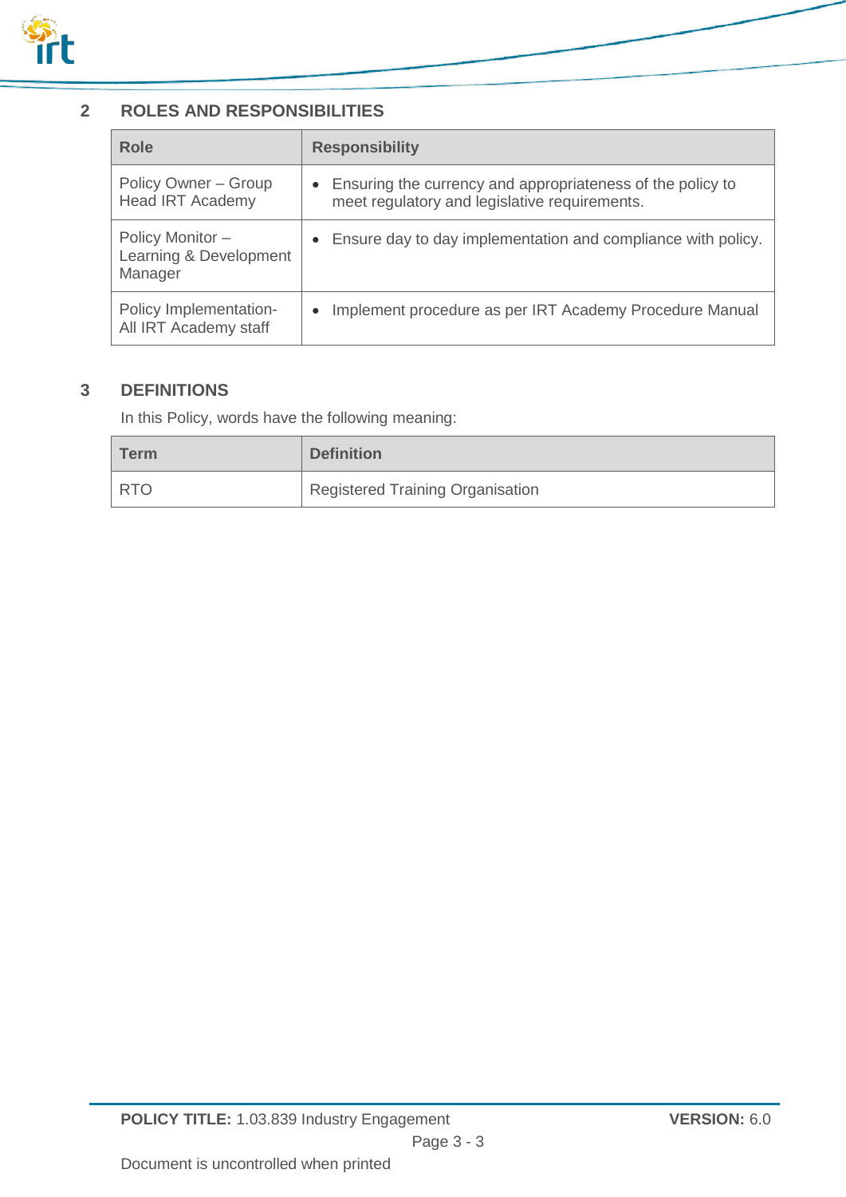## 2 ROLES AND RESPONSIBILITIES

| Role | Responsibility |
|---|---|
| Policy Owner – Group Head IRT Academy | • Ensuring the currency and appropriateness of the policy to meet regulatory and legislative requirements. |
| Policy Monitor – Learning & Development Manager | • Ensure day to day implementation and compliance with policy. |
| Policy Implementation- All IRT Academy staff | • Implement procedure as per IRT Academy Procedure Manual |

## 3 DEFINITIONS

In this Policy, words have the following meaning:

| Term | Definition |
|---|---|
| RTO | Registered Training Organisation |